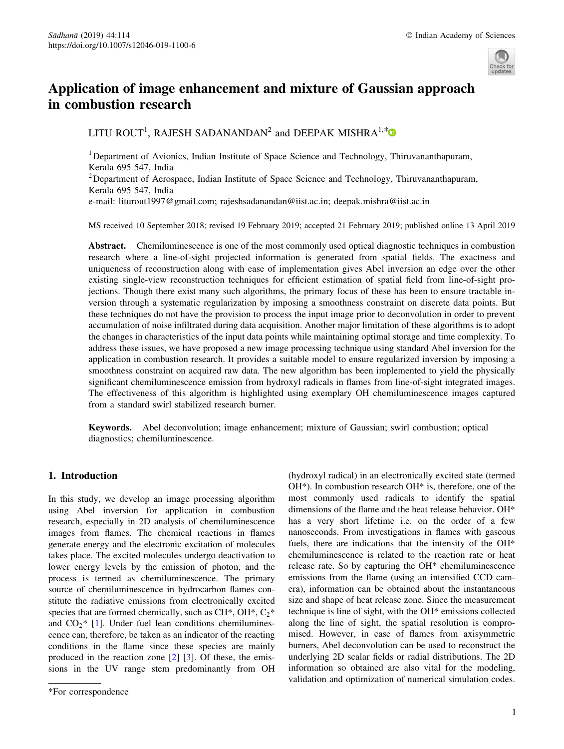# Application of image enhancement and mixture of Gaussian approach in combustion research

LITU ROUT[1], RAJESH SADANANDAN[2] and DEEPAK MISHRA[1,*]

[1]Department of Avionics, Indian Institute of Space Science and Technology, Thiruvananthapuram, Kerala 695 547, India

[2]Department of Aerospace, Indian Institute of Space Science and Technology, Thiruvananthapuram, Kerala 695 547, India

e-mail: liturout1997@gmail.com; rajeshsadanandan@iist.ac.in; deepak.mishra@iist.ac.in

MS received 10 September 2018; revised 19 February 2019; accepted 21 February 2019; published online 13 April 2019

**Abstract.** Chemiluminescence is one of the most commonly used optical diagnostic techniques in combustion research where a line-of-sight projected information is generated from spatial fields. The exactness and uniqueness of reconstruction along with ease of implementation gives Abel inversion an edge over the other existing single-view reconstruction techniques for efficient estimation of spatial field from line-of-sight projections. Though there exist many such algorithms, the primary focus of these has been to ensure tractable inversion through a systematic regularization by imposing a smoothness constraint on discrete data points. But these techniques do not have the provision to process the input image prior to deconvolution in order to prevent accumulation of noise infiltrated during data acquisition. Another major limitation of these algorithms is to adopt the changes in characteristics of the input data points while maintaining optimal storage and time complexity. To address these issues, we have proposed a new image processing technique using standard Abel inversion for the application in combustion research. It provides a suitable model to ensure regularized inversion by imposing a smoothness constraint on acquired raw data. The new algorithm has been implemented to yield the physically significant chemiluminescence emission from hydroxyl radicals in flames from line-of-sight integrated images. The effectiveness of this algorithm is highlighted using exemplary OH chemiluminescence images captured from a standard swirl stabilized research burner.

**Keywords.** Abel deconvolution; image enhancement; mixture of Gaussian; swirl combustion; optical diagnostics; chemiluminescence.

## 1. Introduction

In this study, we develop an image processing algorithm using Abel inversion for application in combustion research, especially in 2D analysis of chemiluminescence images from flames. The chemical reactions in flames generate energy and the electronic excitation of molecules takes place. The excited molecules undergo deactivation to lower energy levels by the emission of photon, and the process is termed as chemiluminescence. The primary source of chemiluminescence in hydrocarbon flames constitute the radiative emissions from electronically excited species that are formed chemically, such as CH*, OH*, $C_2$* and $CO_2$* [1]. Under fuel lean conditions chemiluminescence can, therefore, be taken as an indicator of the reacting conditions in the flame since these species are mainly produced in the reaction zone [2] [3]. Of these, the emissions in the UV range stem predominantly from OH (hydroxyl radical) in an electronically excited state (termed OH*). In combustion research OH* is, therefore, one of the most commonly used radicals to identify the spatial dimensions of the flame and the heat release behavior. OH* has a very short lifetime i.e. on the order of a few nanoseconds. From investigations in flames with gaseous fuels, there are indications that the intensity of the OH* chemiluminescence is related to the reaction rate or heat release rate. So by capturing the OH* chemiluminescence emissions from the flame (using an intensified CCD camera), information can be obtained about the instantaneous size and shape of heat release zone. Since the measurement technique is line of sight, with the OH* emissions collected along the line of sight, the spatial resolution is compromised. However, in case of flames from axisymmetric burners, Abel deconvolution can be used to reconstruct the underlying 2D scalar fields or radial distributions. The 2D information so obtained are also vital for the modeling, validation and optimization of numerical simulation codes.

*For correspondence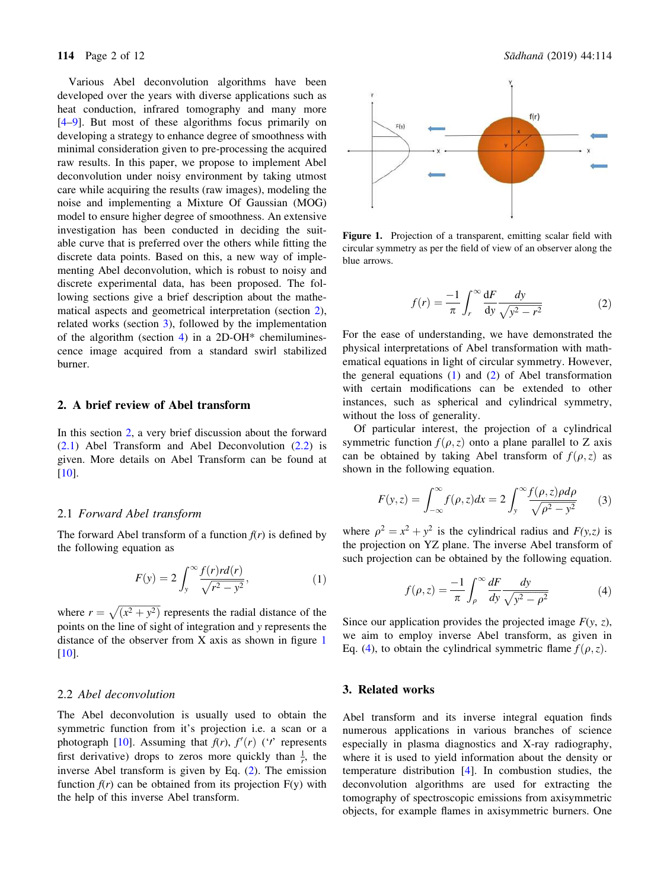Various Abel deconvolution algorithms have been developed over the years with diverse applications such as heat conduction, infrared tomography and many more [4–9]. But most of these algorithms focus primarily on developing a strategy to enhance degree of smoothness with minimal consideration given to pre-processing the acquired raw results. In this paper, we propose to implement Abel deconvolution under noisy environment by taking utmost care while acquiring the results (raw images), modeling the noise and implementing a Mixture Of Gaussian (MOG) model to ensure higher degree of smoothness. An extensive investigation has been conducted in deciding the suitable curve that is preferred over the others while fitting the discrete data points. Based on this, a new way of implementing Abel deconvolution, which is robust to noisy and discrete experimental data, has been proposed. The following sections give a brief description about the mathematical aspects and geometrical interpretation (section 2), related works (section 3), followed by the implementation of the algorithm (section 4) in a 2D-OH* chemiluminescence image acquired from a standard swirl stabilized burner.

## 2. A brief review of Abel transform

In this section 2, a very brief discussion about the forward (2.1) Abel Transform and Abel Deconvolution (2.2) is given. More details on Abel Transform can be found at [10].

### 2.1 *Forward Abel transform*

The forward Abel transform of a function $f(r)$ is defined by the following equation as

$$F(y) = 2\int_{y}^{\infty} \frac{f(r) r d(r)}{\sqrt{r^2 - y^2}}, \tag{1}$$

where $r = \sqrt{(x^2 + y^2)}$ represents the radial distance of the points on the line of sight of integration and $y$ represents the distance of the observer from X axis as shown in figure 1 [10].

### 2.2 *Abel deconvolution*

The Abel deconvolution is usually used to obtain the symmetric function from it's projection i.e. a scan or a photograph [10]. Assuming that $f(r)$, $f'(r)$ ('$'$' represents first derivative) drops to zeros more quickly than $\frac{1}{r}$, the inverse Abel transform is given by Eq. (2). The emission function $f(r)$ can be obtained from its projection F(y) with the help of this inverse Abel transform.

**Figure 1.** Projection of a transparent, emitting scalar field with circular symmetry as per the field of view of an observer along the blue arrows.

$$f(r) = \frac{-1}{\pi}\int_{r}^{\infty} \frac{\mathrm{d}F}{\mathrm{d}y}\frac{dy}{\sqrt{y^2 - r^2}} \tag{2}$$

For the ease of understanding, we have demonstrated the physical interpretations of Abel transformation with mathematical equations in light of circular symmetry. However, the general equations (1) and (2) of Abel transformation with certain modifications can be extended to other instances, such as spherical and cylindrical symmetry, without the loss of generality.

Of particular interest, the projection of a cylindrical symmetric function $f(\rho, z)$ onto a plane parallel to Z axis can be obtained by taking Abel transform of $f(\rho, z)$ as shown in the following equation.

$$F(y,z) = \int_{-\infty}^{\infty} f(\rho,z)dx = 2\int_{y}^{\infty} \frac{f(\rho,z)\rho d\rho}{\sqrt{\rho^2 - y^2}} \tag{3}$$

where $\rho^2 = x^2 + y^2$ is the cylindrical radius and $F(y,z)$ is the projection on YZ plane. The inverse Abel transform of such projection can be obtained by the following equation.

$$f(\rho,z) = \frac{-1}{\pi}\int_{\rho}^{\infty} \frac{dF}{dy}\frac{dy}{\sqrt{y^2 - \rho^2}} \tag{4}$$

Since our application provides the projected image $F(y, z)$, we aim to employ inverse Abel transform, as given in Eq. (4), to obtain the cylindrical symmetric flame $f(\rho, z)$.

## 3. Related works

Abel transform and its inverse integral equation finds numerous applications in various branches of science especially in plasma diagnostics and X-ray radiography, where it is used to yield information about the density or temperature distribution [4]. In combustion studies, the deconvolution algorithms are used for extracting the tomography of spectroscopic emissions from axisymmetric objects, for example flames in axisymmetric burners. One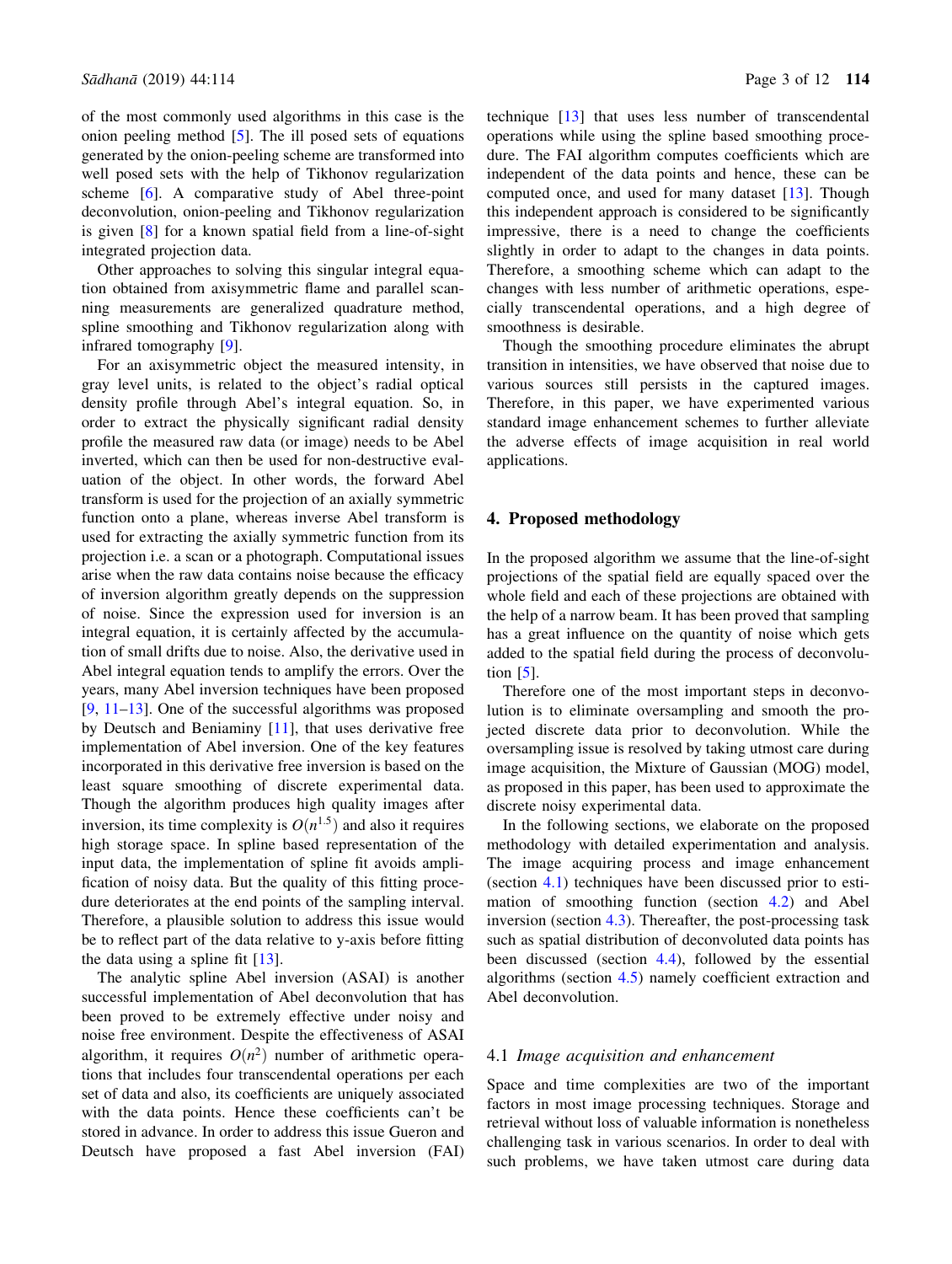of the most commonly used algorithms in this case is the onion peeling method [5]. The ill posed sets of equations generated by the onion-peeling scheme are transformed into well posed sets with the help of Tikhonov regularization scheme [6]. A comparative study of Abel three-point deconvolution, onion-peeling and Tikhonov regularization is given [8] for a known spatial field from a line-of-sight integrated projection data.

Other approaches to solving this singular integral equation obtained from axisymmetric flame and parallel scanning measurements are generalized quadrature method, spline smoothing and Tikhonov regularization along with infrared tomography [9].

For an axisymmetric object the measured intensity, in gray level units, is related to the object's radial optical density profile through Abel's integral equation. So, in order to extract the physically significant radial density profile the measured raw data (or image) needs to be Abel inverted, which can then be used for non-destructive evaluation of the object. In other words, the forward Abel transform is used for the projection of an axially symmetric function onto a plane, whereas inverse Abel transform is used for extracting the axially symmetric function from its projection i.e. a scan or a photograph. Computational issues arise when the raw data contains noise because the efficacy of inversion algorithm greatly depends on the suppression of noise. Since the expression used for inversion is an integral equation, it is certainly affected by the accumulation of small drifts due to noise. Also, the derivative used in Abel integral equation tends to amplify the errors. Over the years, many Abel inversion techniques have been proposed [9, 11–13]. One of the successful algorithms was proposed by Deutsch and Beniaminy [11], that uses derivative free implementation of Abel inversion. One of the key features incorporated in this derivative free inversion is based on the least square smoothing of discrete experimental data. Though the algorithm produces high quality images after inversion, its time complexity is $O(n^{1.5})$ and also it requires high storage space. In spline based representation of the input data, the implementation of spline fit avoids amplification of noisy data. But the quality of this fitting procedure deteriorates at the end points of the sampling interval. Therefore, a plausible solution to address this issue would be to reflect part of the data relative to y-axis before fitting the data using a spline fit [13].

The analytic spline Abel inversion (ASAI) is another successful implementation of Abel deconvolution that has been proved to be extremely effective under noisy and noise free environment. Despite the effectiveness of ASAI algorithm, it requires $O(n^2)$ number of arithmetic operations that includes four transcendental operations per each set of data and also, its coefficients are uniquely associated with the data points. Hence these coefficients can't be stored in advance. In order to address this issue Gueron and Deutsch have proposed a fast Abel inversion (FAI) technique [13] that uses less number of transcendental operations while using the spline based smoothing procedure. The FAI algorithm computes coefficients which are independent of the data points and hence, these can be computed once, and used for many dataset [13]. Though this independent approach is considered to be significantly impressive, there is a need to change the coefficients slightly in order to adapt to the changes in data points. Therefore, a smoothing scheme which can adapt to the changes with less number of arithmetic operations, especially transcendental operations, and a high degree of smoothness is desirable.

Though the smoothing procedure eliminates the abrupt transition in intensities, we have observed that noise due to various sources still persists in the captured images. Therefore, in this paper, we have experimented various standard image enhancement schemes to further alleviate the adverse effects of image acquisition in real world applications.

## 4. Proposed methodology

In the proposed algorithm we assume that the line-of-sight projections of the spatial field are equally spaced over the whole field and each of these projections are obtained with the help of a narrow beam. It has been proved that sampling has a great influence on the quantity of noise which gets added to the spatial field during the process of deconvolution [5].

Therefore one of the most important steps in deconvolution is to eliminate oversampling and smooth the projected discrete data prior to deconvolution. While the oversampling issue is resolved by taking utmost care during image acquisition, the Mixture of Gaussian (MOG) model, as proposed in this paper, has been used to approximate the discrete noisy experimental data.

In the following sections, we elaborate on the proposed methodology with detailed experimentation and analysis. The image acquiring process and image enhancement (section 4.1) techniques have been discussed prior to estimation of smoothing function (section 4.2) and Abel inversion (section 4.3). Thereafter, the post-processing task such as spatial distribution of deconvoluted data points has been discussed (section 4.4), followed by the essential algorithms (section 4.5) namely coefficient extraction and Abel deconvolution.

### 4.1 *Image acquisition and enhancement*

Space and time complexities are two of the important factors in most image processing techniques. Storage and retrieval without loss of valuable information is nonetheless challenging task in various scenarios. In order to deal with such problems, we have taken utmost care during data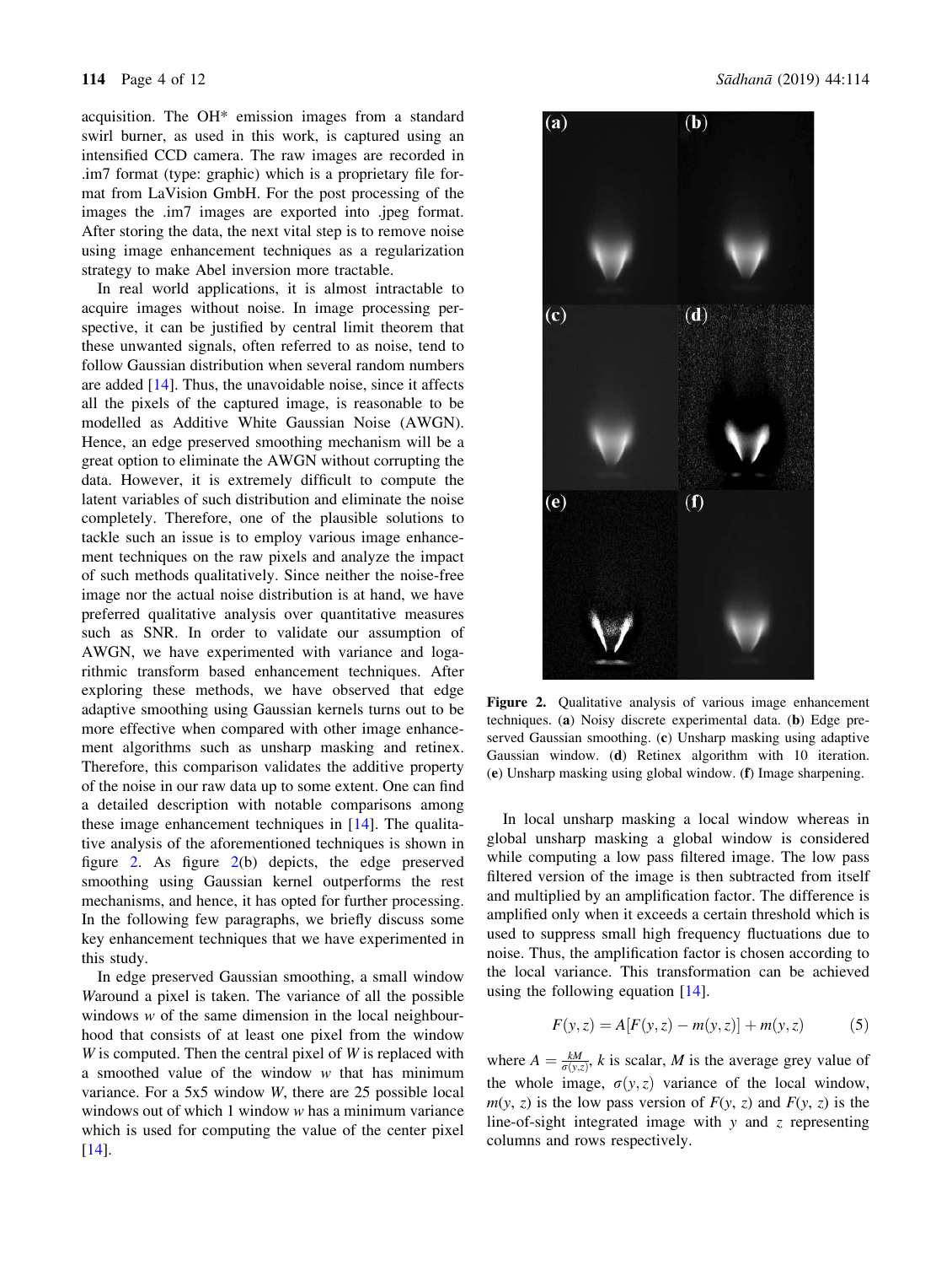acquisition. The OH* emission images from a standard swirl burner, as used in this work, is captured using an intensified CCD camera. The raw images are recorded in .im7 format (type: graphic) which is a proprietary file format from LaVision GmbH. For the post processing of the images the .im7 images are exported into .jpeg format. After storing the data, the next vital step is to remove noise using image enhancement techniques as a regularization strategy to make Abel inversion more tractable.

In real world applications, it is almost intractable to acquire images without noise. In image processing perspective, it can be justified by central limit theorem that these unwanted signals, often referred to as noise, tend to follow Gaussian distribution when several random numbers are added [14]. Thus, the unavoidable noise, since it affects all the pixels of the captured image, is reasonable to be modelled as Additive White Gaussian Noise (AWGN). Hence, an edge preserved smoothing mechanism will be a great option to eliminate the AWGN without corrupting the data. However, it is extremely difficult to compute the latent variables of such distribution and eliminate the noise completely. Therefore, one of the plausible solutions to tackle such an issue is to employ various image enhancement techniques on the raw pixels and analyze the impact of such methods qualitatively. Since neither the noise-free image nor the actual noise distribution is at hand, we have preferred qualitative analysis over quantitative measures such as SNR. In order to validate our assumption of AWGN, we have experimented with variance and logarithmic transform based enhancement techniques. After exploring these methods, we have observed that edge adaptive smoothing using Gaussian kernels turns out to be more effective when compared with other image enhancement algorithms such as unsharp masking and retinex. Therefore, this comparison validates the additive property of the noise in our raw data up to some extent. One can find a detailed description with notable comparisons among these image enhancement techniques in [14]. The qualitative analysis of the aforementioned techniques is shown in figure 2. As figure 2(b) depicts, the edge preserved smoothing using Gaussian kernel outperforms the rest mechanisms, and hence, it has opted for further processing. In the following few paragraphs, we briefly discuss some key enhancement techniques that we have experimented in this study.

In edge preserved Gaussian smoothing, a small window $W$around a pixel is taken. The variance of all the possible windows $w$ of the same dimension in the local neighbourhood that consists of at least one pixel from the window $W$ is computed. Then the central pixel of $W$ is replaced with a smoothed value of the window $w$ that has minimum variance. For a 5x5 window $W$, there are 25 possible local windows out of which 1 window $w$ has a minimum variance which is used for computing the value of the center pixel [14].

**Figure 2.** Qualitative analysis of various image enhancement techniques. (**a**) Noisy discrete experimental data. (**b**) Edge preserved Gaussian smoothing. (**c**) Unsharp masking using adaptive Gaussian window. (**d**) Retinex algorithm with 10 iteration. (**e**) Unsharp masking using global window. (**f**) Image sharpening.

In local unsharp masking a local window whereas in global unsharp masking a global window is considered while computing a low pass filtered image. The low pass filtered version of the image is then subtracted from itself and multiplied by an amplification factor. The difference is amplified only when it exceeds a certain threshold which is used to suppress small high frequency fluctuations due to noise. Thus, the amplification factor is chosen according to the local variance. This transformation can be achieved using the following equation [14].

$$F(y, z) = A[F(y, z) - m(y, z)] + m(y, z) \tag{5}$$

where $A = \frac{kM}{\sigma(y,z)}$, $k$ is scalar, $M$ is the average grey value of the whole image, $\sigma(y, z)$ variance of the local window, $m(y, z)$ is the low pass version of $F(y, z)$ and $F(y, z)$ is the line-of-sight integrated image with $y$ and $z$ representing columns and rows respectively.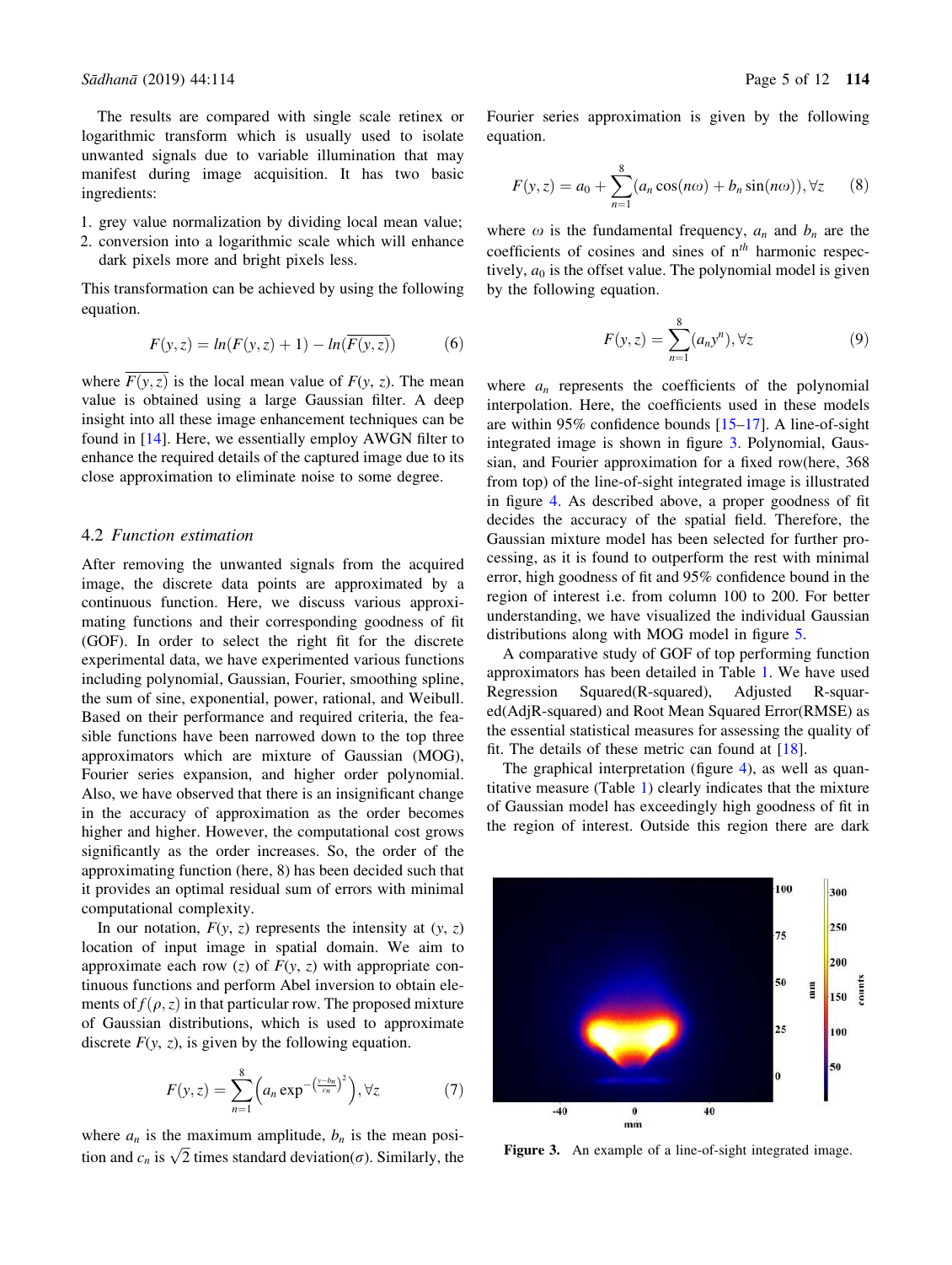The results are compared with single scale retinex or logarithmic transform which is usually used to isolate unwanted signals due to variable illumination that may manifest during image acquisition. It has two basic ingredients:

1. grey value normalization by dividing local mean value;
2. conversion into a logarithmic scale which will enhance dark pixels more and bright pixels less.

This transformation can be achieved by using the following equation.

$$F(y,z) = ln(F(y,z)+1) - ln(\overline{F(y,z)}) \tag{6}$$

where $\overline{F(y,z)}$ is the local mean value of $F(y, z)$. The mean value is obtained using a large Gaussian filter. A deep insight into all these image enhancement techniques can be found in [14]. Here, we essentially employ AWGN filter to enhance the required details of the captured image due to its close approximation to eliminate noise to some degree.

### 4.2 *Function estimation*

After removing the unwanted signals from the acquired image, the discrete data points are approximated by a continuous function. Here, we discuss various approximating functions and their corresponding goodness of fit (GOF). In order to select the right fit for the discrete experimental data, we have experimented various functions including polynomial, Gaussian, Fourier, smoothing spline, the sum of sine, exponential, power, rational, and Weibull. Based on their performance and required criteria, the feasible functions have been narrowed down to the top three approximators which are mixture of Gaussian (MOG), Fourier series expansion, and higher order polynomial. Also, we have observed that there is an insignificant change in the accuracy of approximation as the order becomes higher and higher. However, the computational cost grows significantly as the order increases. So, the order of the approximating function (here, 8) has been decided such that it provides an optimal residual sum of errors with minimal computational complexity.

In our notation, $F(y, z)$ represents the intensity at $(y, z)$ location of input image in spatial domain. We aim to approximate each row $(z)$ of $F(y, z)$ with appropriate continuous functions and perform Abel inversion to obtain elements of $f(\rho, z)$ in that particular row. The proposed mixture of Gaussian distributions, which is used to approximate discrete $F(y, z)$, is given by the following equation.

$$F(y,z) = \sum_{n=1}^{8}\left(a_n \exp^{-\left(\frac{y-b_n}{c_n}\right)^2}\right), \forall z \tag{7}$$

where $a_n$ is the maximum amplitude, $b_n$ is the mean position and $c_n$ is $\sqrt{2}$ times standard deviation($\sigma$). Similarly, the Fourier series approximation is given by the following equation.

$$F(y,z) = a_0 + \sum_{n=1}^{8}(a_n \cos(n\omega) + b_n \sin(n\omega)), \forall z \tag{8}$$

where $\omega$ is the fundamental frequency, $a_n$ and $b_n$ are the coefficients of cosines and sines of $n^{th}$ harmonic respectively, $a_0$ is the offset value. The polynomial model is given by the following equation.

$$F(y,z) = \sum_{n=1}^{8}(a_n y^n), \forall z \tag{9}$$

where $a_n$ represents the coefficients of the polynomial interpolation. Here, the coefficients used in these models are within 95% confidence bounds [15–17]. A line-of-sight integrated image is shown in figure 3. Polynomial, Gaussian, and Fourier approximation for a fixed row(here, 368 from top) of the line-of-sight integrated image is illustrated in figure 4. As described above, a proper goodness of fit decides the accuracy of the spatial field. Therefore, the Gaussian mixture model has been selected for further processing, as it is found to outperform the rest with minimal error, high goodness of fit and 95% confidence bound in the region of interest i.e. from column 100 to 200. For better understanding, we have visualized the individual Gaussian distributions along with MOG model in figure 5.

A comparative study of GOF of top performing function approximators has been detailed in Table 1. We have used Regression Squared(R-squared), Adjusted R-squared(AdjR-squared) and Root Mean Squared Error(RMSE) as the essential statistical measures for assessing the quality of fit. The details of these metric can found at [18].

The graphical interpretation (figure 4), as well as quantitative measure (Table 1) clearly indicates that the mixture of Gaussian model has exceedingly high goodness of fit in the region of interest. Outside this region there are dark

**Figure 3.** An example of a line-of-sight integrated image.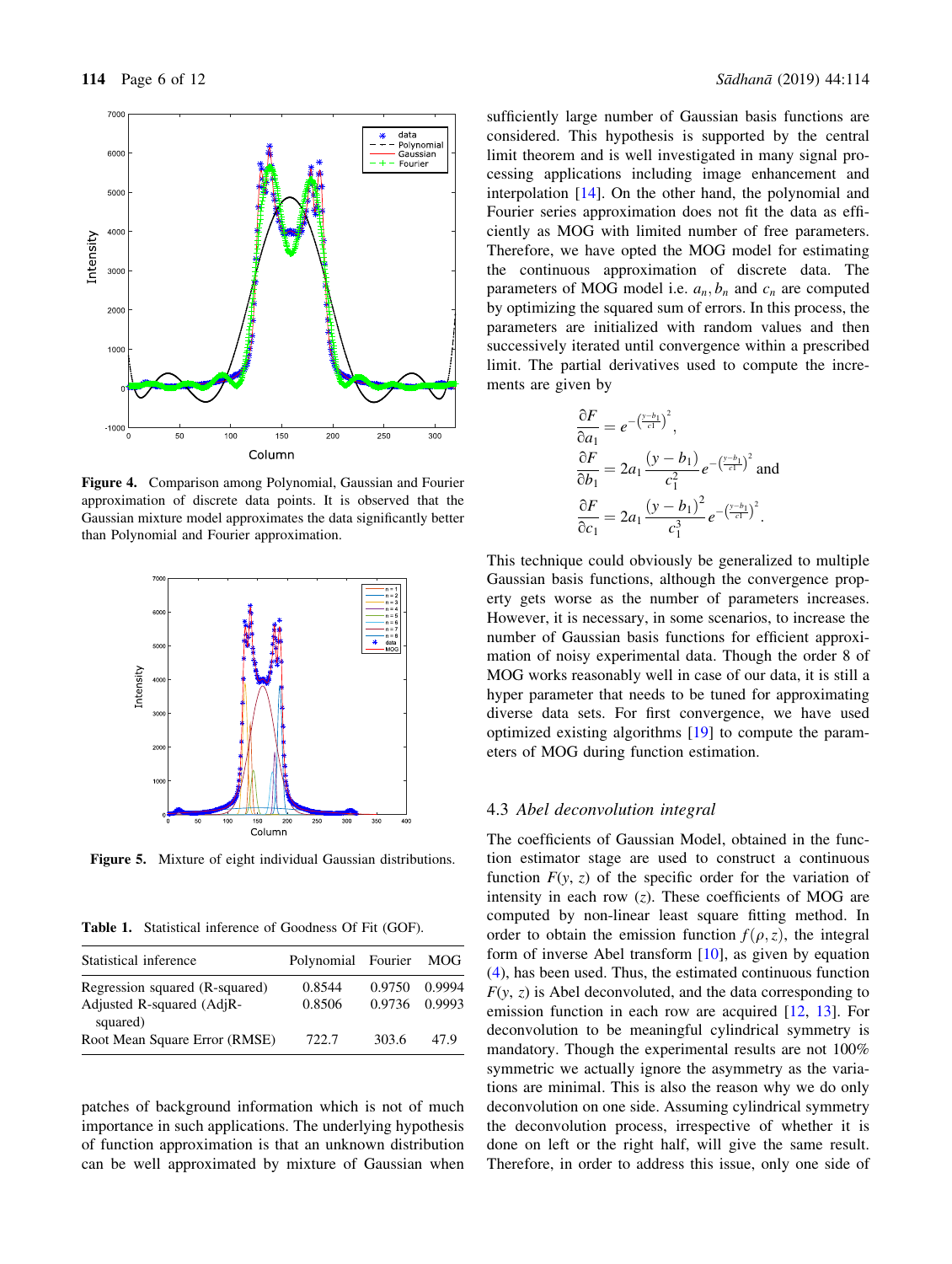Figure 4. Comparison among Polynomial, Gaussian and Fourier approximation of discrete data points. It is observed that the Gaussian mixture model approximates the data significantly better than Polynomial and Fourier approximation.

Figure 5. Mixture of eight individual Gaussian distributions.

**Table 1.** Statistical inference of Goodness Of Fit (GOF).

| Statistical inference | Polynomial | Fourier | MOG |
|---|---|---|---|
| Regression squared (R-squared) | 0.8544 | 0.9750 | 0.9994 |
| Adjusted R-squared (AdjR-squared) | 0.8506 | 0.9736 | 0.9993 |
| Root Mean Square Error (RMSE) | 722.7 | 303.6 | 47.9 |

patches of background information which is not of much importance in such applications. The underlying hypothesis of function approximation is that an unknown distribution can be well approximated by mixture of Gaussian when sufficiently large number of Gaussian basis functions are considered. This hypothesis is supported by the central limit theorem and is well investigated in many signal processing applications including image enhancement and interpolation [14]. On the other hand, the polynomial and Fourier series approximation does not fit the data as efficiently as MOG with limited number of free parameters. Therefore, we have opted the MOG model for estimating the continuous approximation of discrete data. The parameters of MOG model i.e. $a_n, b_n$ and $c_n$ are computed by optimizing the squared sum of errors. In this process, the parameters are initialized with random values and then successively iterated until convergence within a prescribed limit. The partial derivatives used to compute the increments are given by

$$
\begin{aligned}
\frac{\partial F}{\partial a_1} &= e^{-\left(\frac{y-b_1}{c1}\right)^2},\\
\frac{\partial F}{\partial b_1} &= 2a_1\frac{(y-b_1)}{c_1^2}e^{-\left(\frac{y-b_1}{c1}\right)^2} \text{ and}\\
\frac{\partial F}{\partial c_1} &= 2a_1\frac{(y-b_1)^2}{c_1^3}e^{-\left(\frac{y-b_1}{c1}\right)^2}.
\end{aligned}
$$

This technique could obviously be generalized to multiple Gaussian basis functions, although the convergence property gets worse as the number of parameters increases. However, it is necessary, in some scenarios, to increase the number of Gaussian basis functions for efficient approximation of noisy experimental data. Though the order 8 of MOG works reasonably well in case of our data, it is still a hyper parameter that needs to be tuned for approximating diverse data sets. For first convergence, we have used optimized existing algorithms [19] to compute the parameters of MOG during function estimation.

### 4.3 *Abel deconvolution integral*

The coefficients of Gaussian Model, obtained in the function estimator stage are used to construct a continuous function $F(y, z)$ of the specific order for the variation of intensity in each row ($z$). These coefficients of MOG are computed by non-linear least square fitting method. In order to obtain the emission function $f(\rho, z)$, the integral form of inverse Abel transform [10], as given by equation (4), has been used. Thus, the estimated continuous function $F(y, z)$ is Abel deconvoluted, and the data corresponding to emission function in each row are acquired [12, 13]. For deconvolution to be meaningful cylindrical symmetry is mandatory. Though the experimental results are not 100% symmetric we actually ignore the asymmetry as the variations are minimal. This is also the reason why we do only deconvolution on one side. Assuming cylindrical symmetry the deconvolution process, irrespective of whether it is done on left or the right half, will give the same result. Therefore, in order to address this issue, only one side of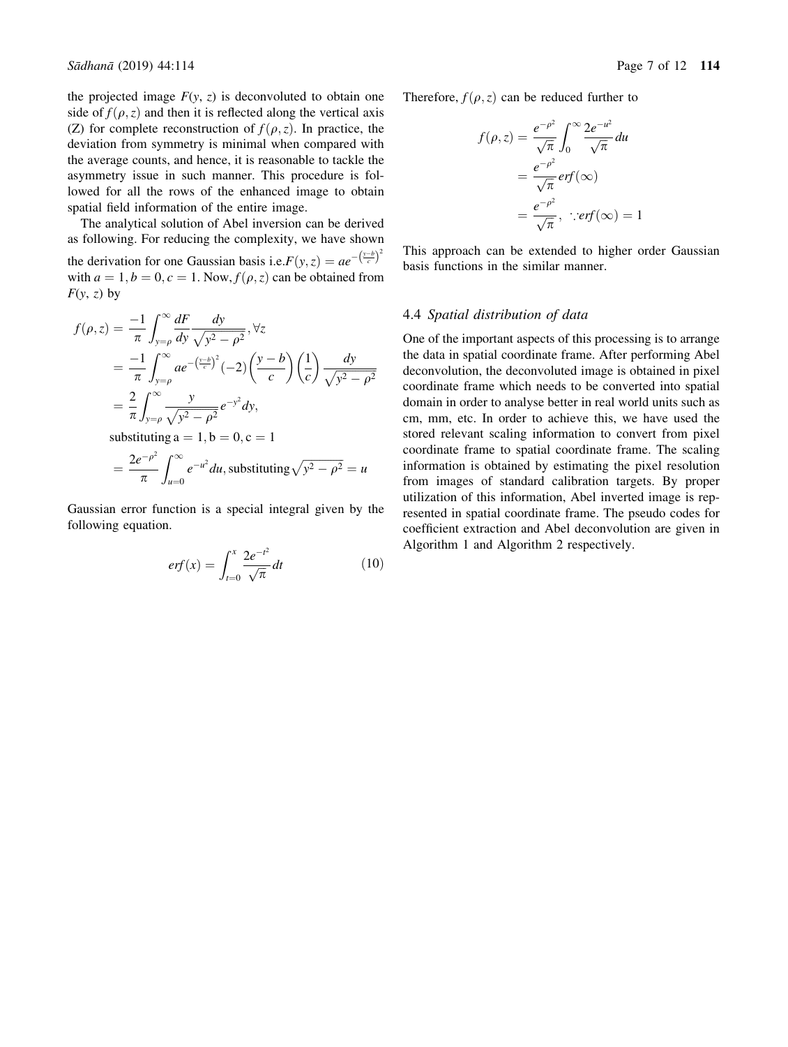the projected image $F(y, z)$ is deconvoluted to obtain one side of $f(\rho, z)$ and then it is reflected along the vertical axis (Z) for complete reconstruction of $f(\rho, z)$. In practice, the deviation from symmetry is minimal when compared with the average counts, and hence, it is reasonable to tackle the asymmetry issue in such manner. This procedure is followed for all the rows of the enhanced image to obtain spatial field information of the entire image.

The analytical solution of Abel inversion can be derived as following. For reducing the complexity, we have shown the derivation for one Gaussian basis i.e. $F(y,z) = ae^{-\left(\frac{y-b}{c}\right)^2}$ with $a = 1, b = 0, c = 1$. Now, $f(\rho, z)$ can be obtained from $F(y, z)$ by

$$
\begin{aligned}
f(\rho,z) &= \frac{-1}{\pi}\int_{y=\rho}^{\infty}\frac{dF}{dy}\frac{dy}{\sqrt{y^2-\rho^2}}, \forall z \\
&= \frac{-1}{\pi}\int_{y=\rho}^{\infty} ae^{-\left(\frac{y-b}{c}\right)^2}(-2)\left(\frac{y-b}{c}\right)\left(\frac{1}{c}\right)\frac{dy}{\sqrt{y^2-\rho^2}} \\
&= \frac{2}{\pi}\int_{y=\rho}^{\infty}\frac{y}{\sqrt{y^2-\rho^2}}e^{-y^2}dy, \\
&\quad \text{substituting a} = 1, \text{b} = 0, \text{c} = 1 \\
&= \frac{2e^{-\rho^2}}{\pi}\int_{u=0}^{\infty}e^{-u^2}du, \text{substituting} \sqrt{y^2-\rho^2} = u
\end{aligned}
$$

Gaussian error function is a special integral given by the following equation.

$$
erf(x) = \int_{t=0}^{x}\frac{2e^{-t^2}}{\sqrt{\pi}}dt \tag{10}
$$

Therefore, $f(\rho, z)$ can be reduced further to

$$
\begin{aligned}
f(\rho,z) &= \frac{e^{-\rho^2}}{\sqrt{\pi}}\int_{0}^{\infty}\frac{2e^{-u^2}}{\sqrt{\pi}}du \\
&= \frac{e^{-\rho^2}}{\sqrt{\pi}}erf(\infty) \\
&= \frac{e^{-\rho^2}}{\sqrt{\pi}}, \ \because erf(\infty) = 1
\end{aligned}
$$

This approach can be extended to higher order Gaussian basis functions in the similar manner.

### 4.4 *Spatial distribution of data*

One of the important aspects of this processing is to arrange the data in spatial coordinate frame. After performing Abel deconvolution, the deconvoluted image is obtained in pixel coordinate frame which needs to be converted into spatial domain in order to analyse better in real world units such as cm, mm, etc. In order to achieve this, we have used the stored relevant scaling information to convert from pixel coordinate frame to spatial coordinate frame. The scaling information is obtained by estimating the pixel resolution from images of standard calibration targets. By proper utilization of this information, Abel inverted image is represented in spatial coordinate frame. The pseudo codes for coefficient extraction and Abel deconvolution are given in Algorithm 1 and Algorithm 2 respectively.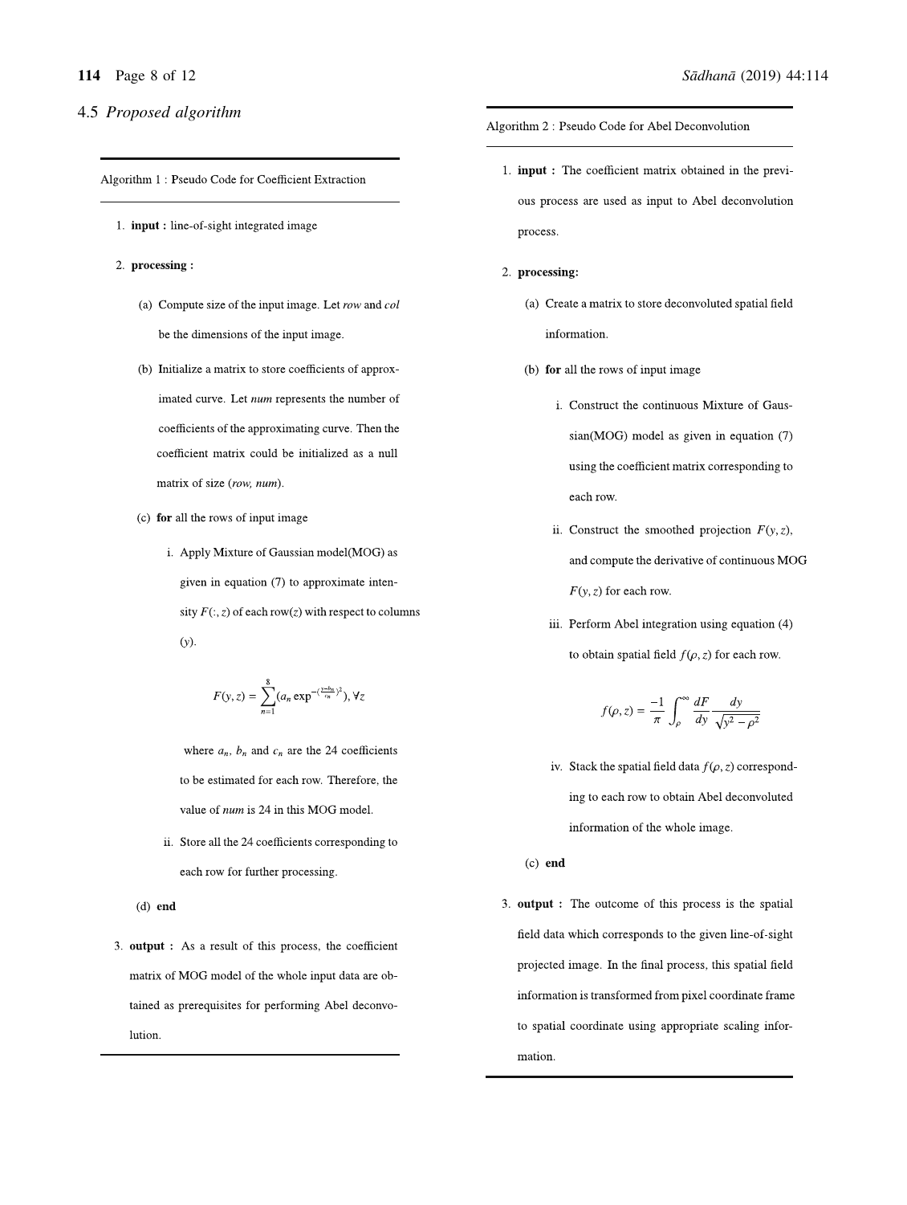### 4.5 *Proposed algorithm*

---

Algorithm 1 : Pseudo Code for Coefficient Extraction

---

1. **input :** line-of-sight integrated image
2. **processing :**
   (a) Compute size of the input image. Let *row* and *col* be the dimensions of the input image.
   (b) Initialize a matrix to store coefficients of approximated curve. Let *num* represents the number of coefficients of the approximating curve. Then the coefficient matrix could be initialized as a null matrix of size (*row, num*).
   (c) **for** all the rows of input image
      i. Apply Mixture of Gaussian model(MOG) as given in equation (7) to approximate intensity $F(:, z)$ of each row($z$) with respect to columns ($y$).

      $$F(y, z) = \sum_{n=1}^{8} (a_n \exp^{-(\frac{y-b_n}{c_n})^2}), \forall z$$

      where $a_n$, $b_n$ and $c_n$ are the 24 coefficients to be estimated for each row. Therefore, the value of *num* is 24 in this MOG model.

      ii. Store all the 24 coefficients corresponding to each row for further processing.

   (d) **end**
3. **output :** As a result of this process, the coefficient matrix of MOG model of the whole input data are obtained as prerequisites for performing Abel deconvolution.

---

Algorithm 2 : Pseudo Code for Abel Deconvolution

---

1. **input :** The coefficient matrix obtained in the previous process are used as input to Abel deconvolution process.
2. **processing:**
   (a) Create a matrix to store deconvoluted spatial field information.
   (b) **for** all the rows of input image
      i. Construct the continuous Mixture of Gaussian(MOG) model as given in equation (7) using the coefficient matrix corresponding to each row.
      ii. Construct the smoothed projection $F(y, z)$, and compute the derivative of continuous MOG $F(y, z)$ for each row.
      iii. Perform Abel integration using equation (4) to obtain spatial field $f(\rho, z)$ for each row.

      $$f(\rho, z) = \frac{-1}{\pi} \int_{\rho}^{\infty} \frac{dF}{dy} \frac{dy}{\sqrt{y^2 - \rho^2}}$$

      iv. Stack the spatial field data $f(\rho, z)$ corresponding to each row to obtain Abel deconvoluted information of the whole image.

   (c) **end**
3. **output :** The outcome of this process is the spatial field data which corresponds to the given line-of-sight projected image. In the final process, this spatial field information is transformed from pixel coordinate frame to spatial coordinate using appropriate scaling information.

---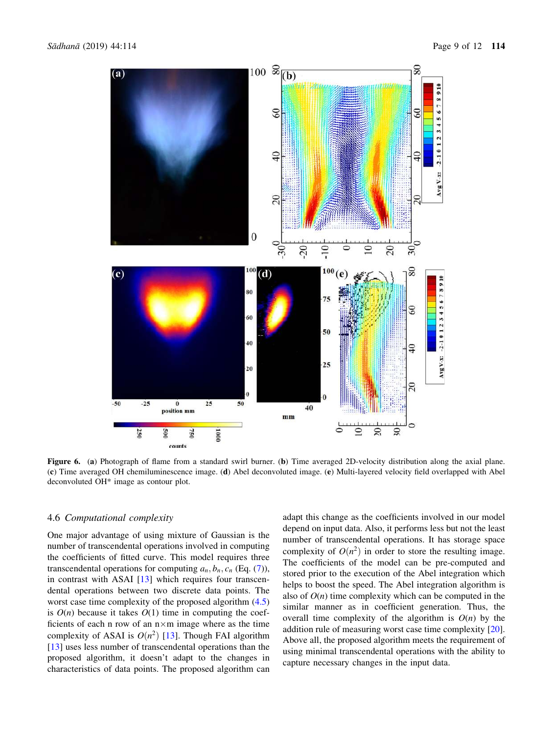**Figure 6.** (**a**) Photograph of flame from a standard swirl burner. (**b**) Time averaged 2D-velocity distribution along the axial plane. (**c**) Time averaged OH chemiluminescence image. (**d**) Abel deconvoluted image. (**e**) Multi-layered velocity field overlapped with Abel deconvoluted OH* image as contour plot.

### 4.6 *Computational complexity*

One major advantage of using mixture of Gaussian is the number of transcendental operations involved in computing the coefficients of fitted curve. This model requires three transcendental operations for computing $a_n, b_n, c_n$ (Eq. (7)), in contrast with ASAI [13] which requires four transcendental operations between two discrete data points. The worst case time complexity of the proposed algorithm (4.5) is $O(n)$ because it takes $O(1)$ time in computing the coefficients of each n row of an n×m image where as the time complexity of ASAI is $O(n^2)$ [13]. Though FAI algorithm [13] uses less number of transcendental operations than the proposed algorithm, it doesn't adapt to the changes in characteristics of data points. The proposed algorithm can adapt this change as the coefficients involved in our model depend on input data. Also, it performs less but not the least number of transcendental operations. It has storage space complexity of $O(n^2)$ in order to store the resulting image. The coefficients of the model can be pre-computed and stored prior to the execution of the Abel integration which helps to boost the speed. The Abel integration algorithm is also of $O(n)$ time complexity which can be computed in the similar manner as in coefficient generation. Thus, the overall time complexity of the algorithm is $O(n)$ by the addition rule of measuring worst case time complexity [20]. Above all, the proposed algorithm meets the requirement of using minimal transcendental operations with the ability to capture necessary changes in the input data.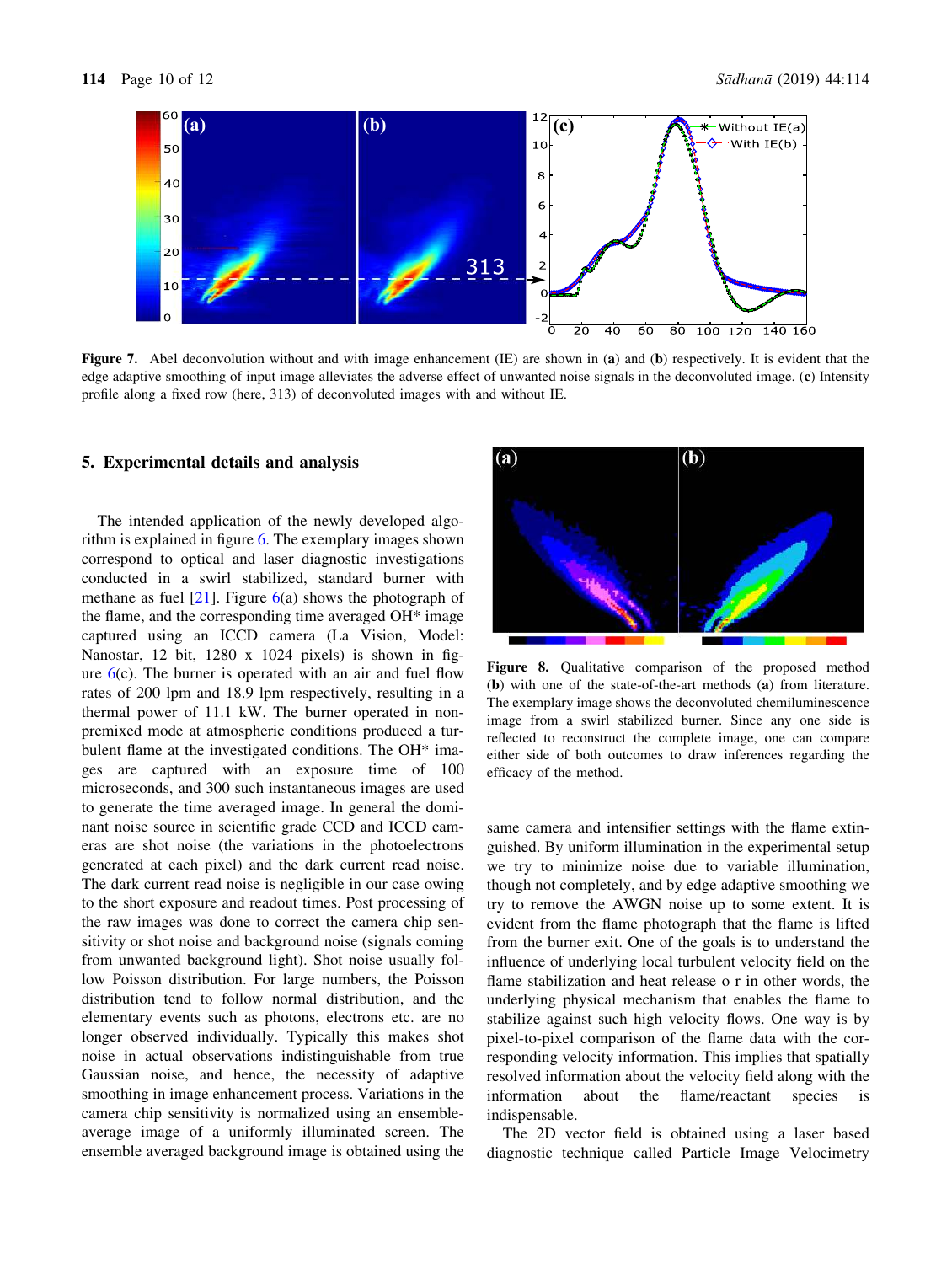**Figure 7.** Abel deconvolution without and with image enhancement (IE) are shown in (**a**) and (**b**) respectively. It is evident that the edge adaptive smoothing of input image alleviates the adverse effect of unwanted noise signals in the deconvoluted image. (**c**) Intensity profile along a fixed row (here, 313) of deconvoluted images with and without IE.

## 5. Experimental details and analysis

The intended application of the newly developed algorithm is explained in figure 6. The exemplary images shown correspond to optical and laser diagnostic investigations conducted in a swirl stabilized, standard burner with methane as fuel [21]. Figure 6(a) shows the photograph of the flame, and the corresponding time averaged OH* image captured using an ICCD camera (La Vision, Model: Nanostar, 12 bit, 1280 x 1024 pixels) is shown in figure 6(c). The burner is operated with an air and fuel flow rates of 200 lpm and 18.9 lpm respectively, resulting in a thermal power of 11.1 kW. The burner operated in non-premixed mode at atmospheric conditions produced a turbulent flame at the investigated conditions. The OH* images are captured with an exposure time of 100 microseconds, and 300 such instantaneous images are used to generate the time averaged image. In general the dominant noise source in scientific grade CCD and ICCD cameras are shot noise (the variations in the photoelectrons generated at each pixel) and the dark current read noise. The dark current read noise is negligible in our case owing to the short exposure and readout times. Post processing of the raw images was done to correct the camera chip sensitivity or shot noise and background noise (signals coming from unwanted background light). Shot noise usually follow Poisson distribution. For large numbers, the Poisson distribution tend to follow normal distribution, and the elementary events such as photons, electrons etc. are no longer observed individually. Typically this makes shot noise in actual observations indistinguishable from true Gaussian noise, and hence, the necessity of adaptive smoothing in image enhancement process. Variations in the camera chip sensitivity is normalized using an ensemble-average image of a uniformly illuminated screen. The ensemble averaged background image is obtained using the same camera and intensifier settings with the flame extinguished. By uniform illumination in the experimental setup we try to minimize noise due to variable illumination, though not completely, and by edge adaptive smoothing we try to remove the AWGN noise up to some extent. It is evident from the flame photograph that the flame is lifted from the burner exit. One of the goals is to understand the influence of underlying local turbulent velocity field on the flame stabilization and heat release o r in other words, the underlying physical mechanism that enables the flame to stabilize against such high velocity flows. One way is by pixel-to-pixel comparison of the flame data with the corresponding velocity information. This implies that spatially resolved information about the velocity field along with the information about the flame/reactant species is indispensable.

**Figure 8.** Qualitative comparison of the proposed method (**b**) with one of the state-of-the-art methods (**a**) from literature. The exemplary image shows the deconvoluted chemiluminescence image from a swirl stabilized burner. Since any one side is reflected to reconstruct the complete image, one can compare either side of both outcomes to draw inferences regarding the efficacy of the method.

The 2D vector field is obtained using a laser based diagnostic technique called Particle Image Velocimetry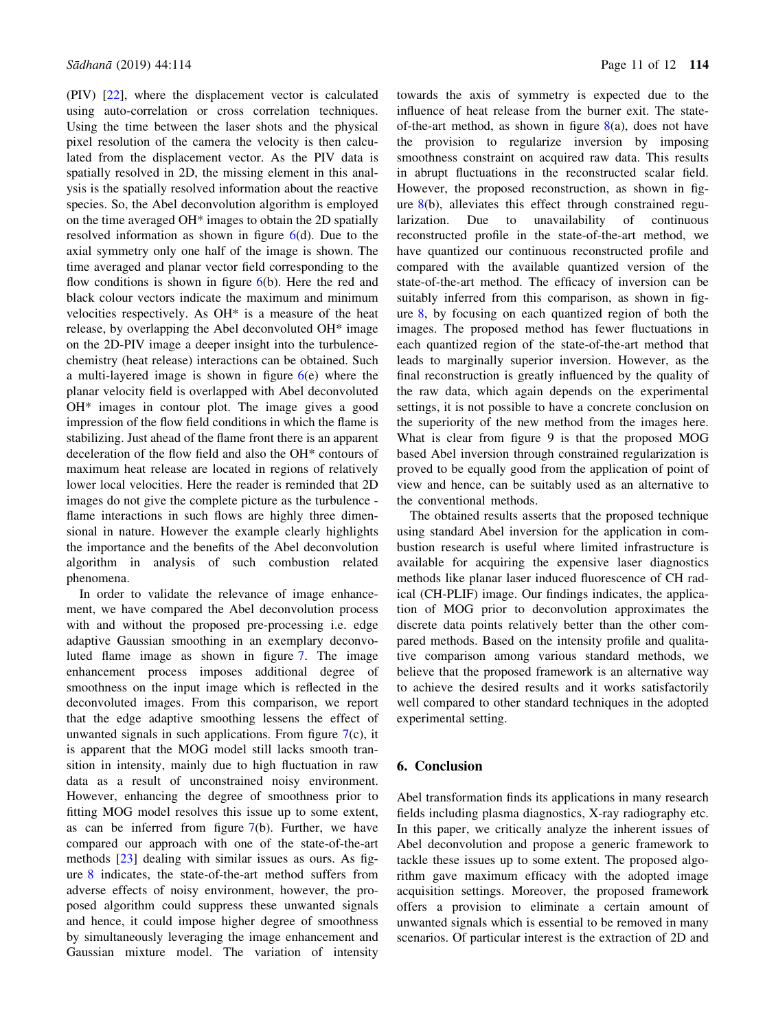(PIV) [22], where the displacement vector is calculated using auto-correlation or cross correlation techniques. Using the time between the laser shots and the physical pixel resolution of the camera the velocity is then calculated from the displacement vector. As the PIV data is spatially resolved in 2D, the missing element in this analysis is the spatially resolved information about the reactive species. So, the Abel deconvolution algorithm is employed on the time averaged OH* images to obtain the 2D spatially resolved information as shown in figure 6(d). Due to the axial symmetry only one half of the image is shown. The time averaged and planar vector field corresponding to the flow conditions is shown in figure 6(b). Here the red and black colour vectors indicate the maximum and minimum velocities respectively. As OH* is a measure of the heat release, by overlapping the Abel deconvoluted OH* image on the 2D-PIV image a deeper insight into the turbulence-chemistry (heat release) interactions can be obtained. Such a multi-layered image is shown in figure 6(e) where the planar velocity field is overlapped with Abel deconvoluted OH* images in contour plot. The image gives a good impression of the flow field conditions in which the flame is stabilizing. Just ahead of the flame front there is an apparent deceleration of the flow field and also the OH* contours of maximum heat release are located in regions of relatively lower local velocities. Here the reader is reminded that 2D images do not give the complete picture as the turbulence - flame interactions in such flows are highly three dimensional in nature. However the example clearly highlights the importance and the benefits of the Abel deconvolution algorithm in analysis of such combustion related phenomena.

In order to validate the relevance of image enhancement, we have compared the Abel deconvolution process with and without the proposed pre-processing i.e. edge adaptive Gaussian smoothing in an exemplary deconvoluted flame image as shown in figure 7. The image enhancement process imposes additional degree of smoothness on the input image which is reflected in the deconvoluted images. From this comparison, we report that the edge adaptive smoothing lessens the effect of unwanted signals in such applications. From figure 7(c), it is apparent that the MOG model still lacks smooth transition in intensity, mainly due to high fluctuation in raw data as a result of unconstrained noisy environment. However, enhancing the degree of smoothness prior to fitting MOG model resolves this issue up to some extent, as can be inferred from figure 7(b). Further, we have compared our approach with one of the state-of-the-art methods [23] dealing with similar issues as ours. As figure 8 indicates, the state-of-the-art method suffers from adverse effects of noisy environment, however, the proposed algorithm could suppress these unwanted signals and hence, it could impose higher degree of smoothness by simultaneously leveraging the image enhancement and Gaussian mixture model. The variation of intensity towards the axis of symmetry is expected due to the influence of heat release from the burner exit. The state-of-the-art method, as shown in figure 8(a), does not have the provision to regularize inversion by imposing smoothness constraint on acquired raw data. This results in abrupt fluctuations in the reconstructed scalar field. However, the proposed reconstruction, as shown in figure 8(b), alleviates this effect through constrained regularization. Due to unavailability of continuous reconstructed profile in the state-of-the-art method, we have quantized our continuous reconstructed profile and compared with the available quantized version of the state-of-the-art method. The efficacy of inversion can be suitably inferred from this comparison, as shown in figure 8, by focusing on each quantized region of both the images. The proposed method has fewer fluctuations in each quantized region of the state-of-the-art method that leads to marginally superior inversion. However, as the final reconstruction is greatly influenced by the quality of the raw data, which again depends on the experimental settings, it is not possible to have a concrete conclusion on the superiority of the new method from the images here. What is clear from figure 9 is that the proposed MOG based Abel inversion through constrained regularization is proved to be equally good from the application of point of view and hence, can be suitably used as an alternative to the conventional methods.

The obtained results asserts that the proposed technique using standard Abel inversion for the application in combustion research is useful where limited infrastructure is available for acquiring the expensive laser diagnostics methods like planar laser induced fluorescence of CH radical (CH-PLIF) image. Our findings indicates, the application of MOG prior to deconvolution approximates the discrete data points relatively better than the other compared methods. Based on the intensity profile and qualitative comparison among various standard methods, we believe that the proposed framework is an alternative way to achieve the desired results and it works satisfactorily well compared to other standard techniques in the adopted experimental setting.

## 6. Conclusion

Abel transformation finds its applications in many research fields including plasma diagnostics, X-ray radiography etc. In this paper, we critically analyze the inherent issues of Abel deconvolution and propose a generic framework to tackle these issues up to some extent. The proposed algorithm gave maximum efficacy with the adopted image acquisition settings. Moreover, the proposed framework offers a provision to eliminate a certain amount of unwanted signals which is essential to be removed in many scenarios. Of particular interest is the extraction of 2D and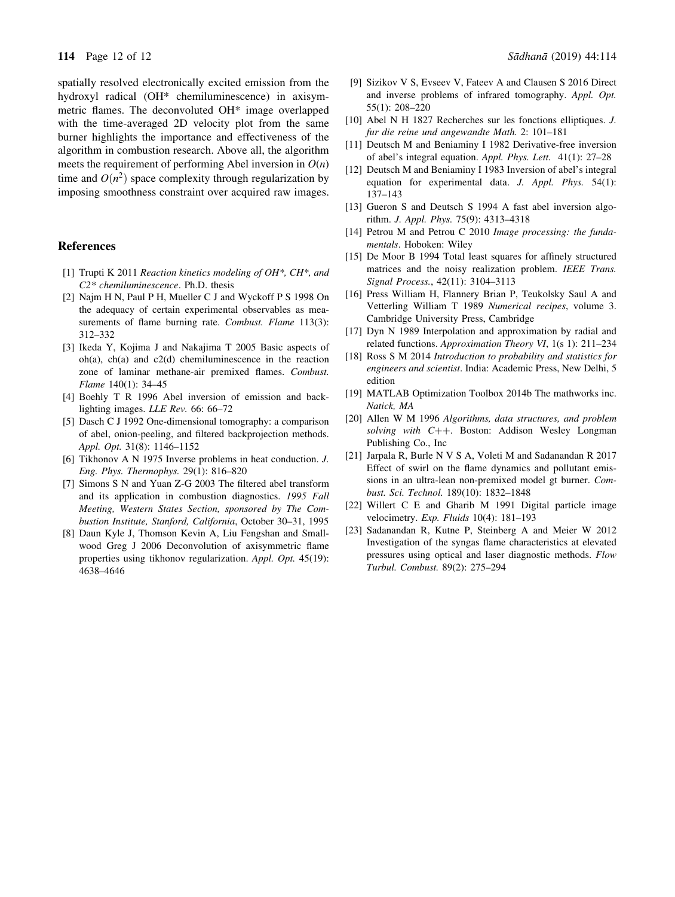spatially resolved electronically excited emission from the hydroxyl radical (OH* chemiluminescence) in axisymmetric flames. The deconvoluted OH* image overlapped with the time-averaged 2D velocity plot from the same burner highlights the importance and effectiveness of the algorithm in combustion research. Above all, the algorithm meets the requirement of performing Abel inversion in $O(n)$ time and $O(n^2)$ space complexity through regularization by imposing smoothness constraint over acquired raw images.

## References

[1] Trupti K 2011 *Reaction kinetics modeling of OH*, CH*, and C2* chemiluminescence*. Ph.D. thesis

[2] Najm H N, Paul P H, Mueller C J and Wyckoff P S 1998 On the adequacy of certain experimental observables as measurements of flame burning rate. *Combust. Flame* 113(3): 312–332

[3] Ikeda Y, Kojima J and Nakajima T 2005 Basic aspects of oh(a), ch(a) and c2(d) chemiluminescence in the reaction zone of laminar methane-air premixed flames. *Combust. Flame* 140(1): 34–45

[4] Boehly T R 1996 Abel inversion of emission and backlighting images. *LLE Rev.* 66: 66–72

[5] Dasch C J 1992 One-dimensional tomography: a comparison of abel, onion-peeling, and filtered backprojection methods. *Appl. Opt.* 31(8): 1146–1152

[6] Tikhonov A N 1975 Inverse problems in heat conduction. *J. Eng. Phys. Thermophys.* 29(1): 816–820

[7] Simons S N and Yuan Z-G 2003 The filtered abel transform and its application in combustion diagnostics. *1995 Fall Meeting, Western States Section, sponsored by The Combustion Institute, Stanford, California*, October 30–31, 1995

[8] Daun Kyle J, Thomson Kevin A, Liu Fengshan and Smallwood Greg J 2006 Deconvolution of axisymmetric flame properties using tikhonov regularization. *Appl. Opt.* 45(19): 4638–4646

[9] Sizikov V S, Evseev V, Fateev A and Clausen S 2016 Direct and inverse problems of infrared tomography. *Appl. Opt.* 55(1): 208–220

[10] Abel N H 1827 Recherches sur les fonctions elliptiques. *J. fur die reine und angewandte Math.* 2: 101–181

[11] Deutsch M and Beniaminy I 1982 Derivative-free inversion of abel's integral equation. *Appl. Phys. Lett.* 41(1): 27–28

[12] Deutsch M and Beniaminy I 1983 Inversion of abel's integral equation for experimental data. *J. Appl. Phys.* 54(1): 137–143

[13] Gueron S and Deutsch S 1994 A fast abel inversion algorithm. *J. Appl. Phys.* 75(9): 4313–4318

[14] Petrou M and Petrou C 2010 *Image processing: the fundamentals*. Hoboken: Wiley

[15] De Moor B 1994 Total least squares for affinely structured matrices and the noisy realization problem. *IEEE Trans. Signal Process.*, 42(11): 3104–3113

[16] Press William H, Flannery Brian P, Teukolsky Saul A and Vetterling William T 1989 *Numerical recipes*, volume 3. Cambridge University Press, Cambridge

[17] Dyn N 1989 Interpolation and approximation by radial and related functions. *Approximation Theory VI*, 1(s 1): 211–234

[18] Ross S M 2014 *Introduction to probability and statistics for engineers and scientist*. India: Academic Press, New Delhi, 5 edition

[19] MATLAB Optimization Toolbox 2014b The mathworks inc. *Natick, MA*

[20] Allen W M 1996 *Algorithms, data structures, and problem solving with C++*. Boston: Addison Wesley Longman Publishing Co., Inc

[21] Jarpala R, Burle N V S A, Voleti M and Sadanandan R 2017 Effect of swirl on the flame dynamics and pollutant emissions in an ultra-lean non-premixed model gt burner. *Combust. Sci. Technol.* 189(10): 1832–1848

[22] Willert C E and Gharib M 1991 Digital particle image velocimetry. *Exp. Fluids* 10(4): 181–193

[23] Sadanandan R, Kutne P, Steinberg A and Meier W 2012 Investigation of the syngas flame characteristics at elevated pressures using optical and laser diagnostic methods. *Flow Turbul. Combust.* 89(2): 275–294